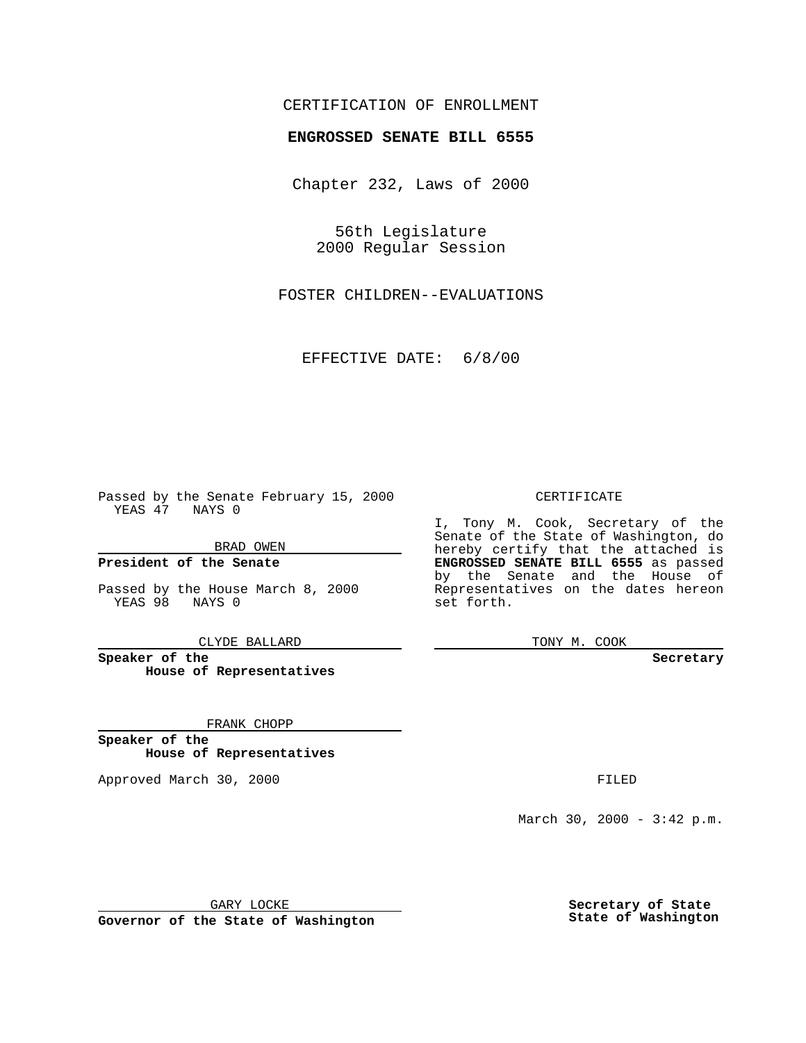CERTIFICATION OF ENROLLMENT

**ENGROSSED SENATE BILL 6555**

Chapter 232, Laws of 2000

56th Legislature
2000 Regular Session

FOSTER CHILDREN--EVALUATIONS

EFFECTIVE DATE: 6/8/00

Passed by the Senate February 15, 2000
YEAS 47 NAYS 0

BRAD OWEN

**President of the Senate**

Passed by the House March 8, 2000
YEAS 98 NAYS 0

CLYDE BALLARD

**Speaker of the House of Representatives**

FRANK CHOPP

**Speaker of the House of Representatives**

Approved March 30, 2000

GARY LOCKE

**Governor of the State of Washington**

CERTIFICATE

I, Tony M. Cook, Secretary of the Senate of the State of Washington, do hereby certify that the attached is **ENGROSSED SENATE BILL 6555** as passed by the Senate and the House of Representatives on the dates hereon set forth.

TONY M. COOK

**Secretary**

FILED

March 30, 2000 - 3:42 p.m.

**Secretary of State State of Washington**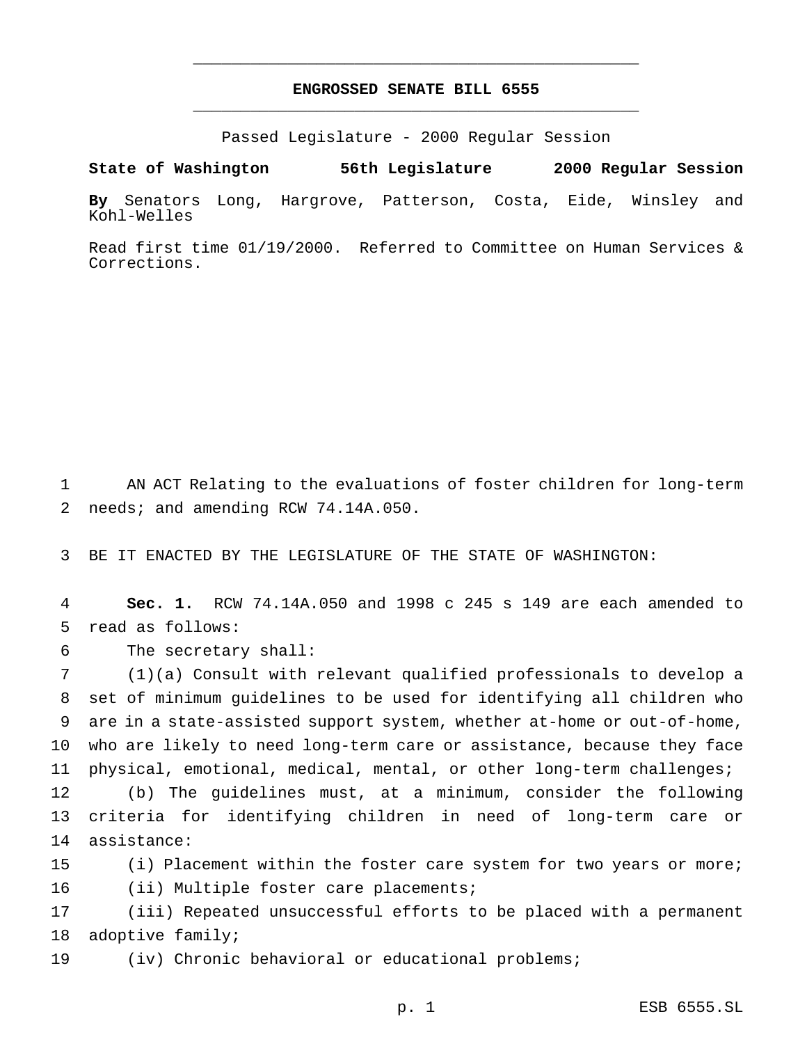# ENGROSSED SENATE BILL 6555

Passed Legislature - 2000 Regular Session

**State of Washington 56th Legislature 2000 Regular Session**

**By** Senators Long, Hargrove, Patterson, Costa, Eide, Winsley and Kohl-Welles

Read first time 01/19/2000. Referred to Committee on Human Services & Corrections.

AN ACT Relating to the evaluations of foster children for long-term needs; and amending RCW 74.14A.050.

BE IT ENACTED BY THE LEGISLATURE OF THE STATE OF WASHINGTON:

**Sec. 1.** RCW 74.14A.050 and 1998 c 245 s 149 are each amended to read as follows:

The secretary shall:

(1)(a) Consult with relevant qualified professionals to develop a set of minimum guidelines to be used for identifying all children who are in a state-assisted support system, whether at-home or out-of-home, who are likely to need long-term care or assistance, because they face physical, emotional, medical, mental, or other long-term challenges;

(b) The guidelines must, at a minimum, consider the following criteria for identifying children in need of long-term care or assistance:

(i) Placement within the foster care system for two years or more;

(ii) Multiple foster care placements;

(iii) Repeated unsuccessful efforts to be placed with a permanent adoptive family;

(iv) Chronic behavioral or educational problems;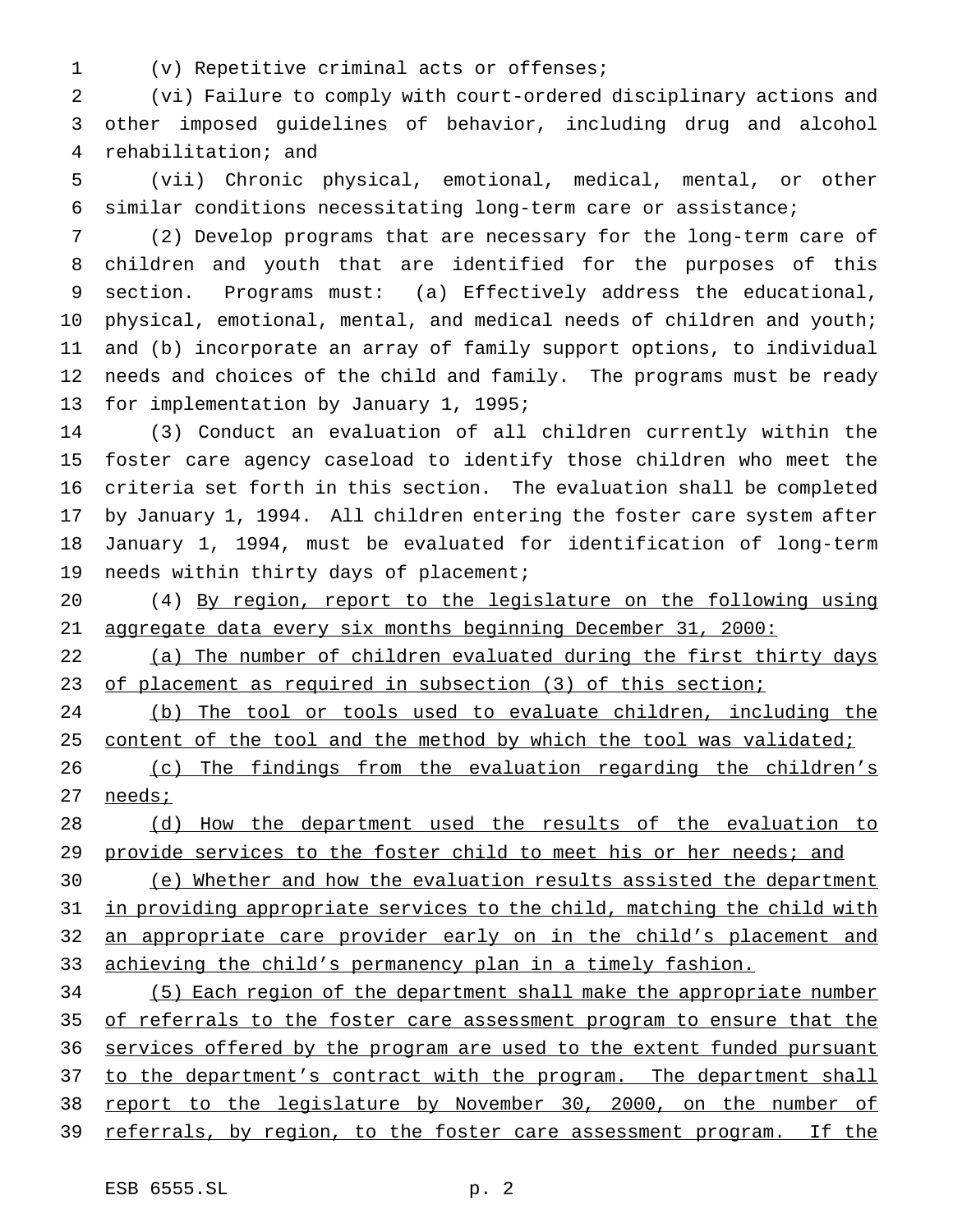(v) Repetitive criminal acts or offenses;

(vi) Failure to comply with court-ordered disciplinary actions and other imposed guidelines of behavior, including drug and alcohol rehabilitation; and

(vii) Chronic physical, emotional, medical, mental, or other similar conditions necessitating long-term care or assistance;

(2) Develop programs that are necessary for the long-term care of children and youth that are identified for the purposes of this section. Programs must: (a) Effectively address the educational, physical, emotional, mental, and medical needs of children and youth; and (b) incorporate an array of family support options, to individual needs and choices of the child and family. The programs must be ready for implementation by January 1, 1995;

(3) Conduct an evaluation of all children currently within the foster care agency caseload to identify those children who meet the criteria set forth in this section. The evaluation shall be completed by January 1, 1994. All children entering the foster care system after January 1, 1994, must be evaluated for identification of long-term needs within thirty days of placement;

(4) By region, report to the legislature on the following using aggregate data every six months beginning December 31, 2000:

(a) The number of children evaluated during the first thirty days of placement as required in subsection (3) of this section;

(b) The tool or tools used to evaluate children, including the content of the tool and the method by which the tool was validated;

(c) The findings from the evaluation regarding the children's needs;

(d) How the department used the results of the evaluation to provide services to the foster child to meet his or her needs; and

(e) Whether and how the evaluation results assisted the department in providing appropriate services to the child, matching the child with an appropriate care provider early on in the child's placement and achieving the child's permanency plan in a timely fashion.

(5) Each region of the department shall make the appropriate number of referrals to the foster care assessment program to ensure that the services offered by the program are used to the extent funded pursuant to the department's contract with the program. The department shall report to the legislature by November 30, 2000, on the number of referrals, by region, to the foster care assessment program. If the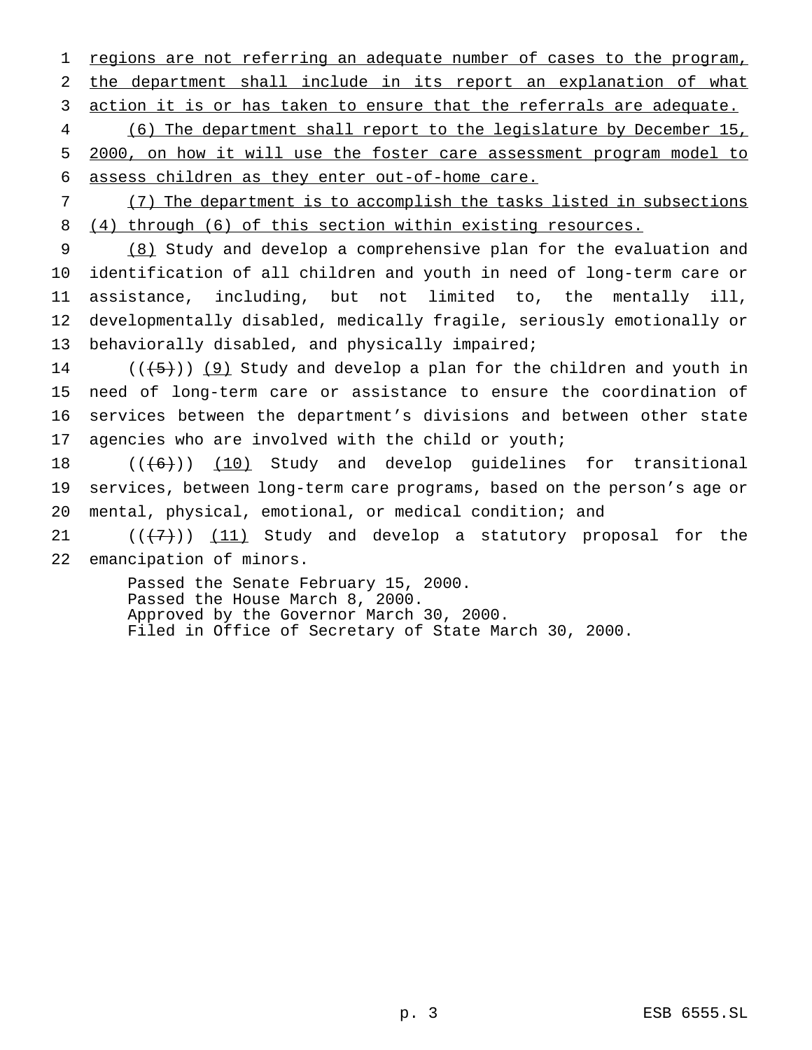regions are not referring an adequate number of cases to the program, the department shall include in its report an explanation of what action it is or has taken to ensure that the referrals are adequate.

(6) The department shall report to the legislature by December 15, 2000, on how it will use the foster care assessment program model to assess children as they enter out-of-home care.

(7) The department is to accomplish the tasks listed in subsections (4) through (6) of this section within existing resources.

(8) Study and develop a comprehensive plan for the evaluation and identification of all children and youth in need of long-term care or assistance, including, but not limited to, the mentally ill, developmentally disabled, medically fragile, seriously emotionally or behaviorally disabled, and physically impaired;

((~~(5)~~)) (9) Study and develop a plan for the children and youth in need of long-term care or assistance to ensure the coordination of services between the department's divisions and between other state agencies who are involved with the child or youth;

((~~(6)~~)) (10) Study and develop guidelines for transitional services, between long-term care programs, based on the person's age or mental, physical, emotional, or medical condition; and

((~~(7)~~)) (11) Study and develop a statutory proposal for the emancipation of minors.

Passed the Senate February 15, 2000.
Passed the House March 8, 2000.
Approved by the Governor March 30, 2000.
Filed in Office of Secretary of State March 30, 2000.